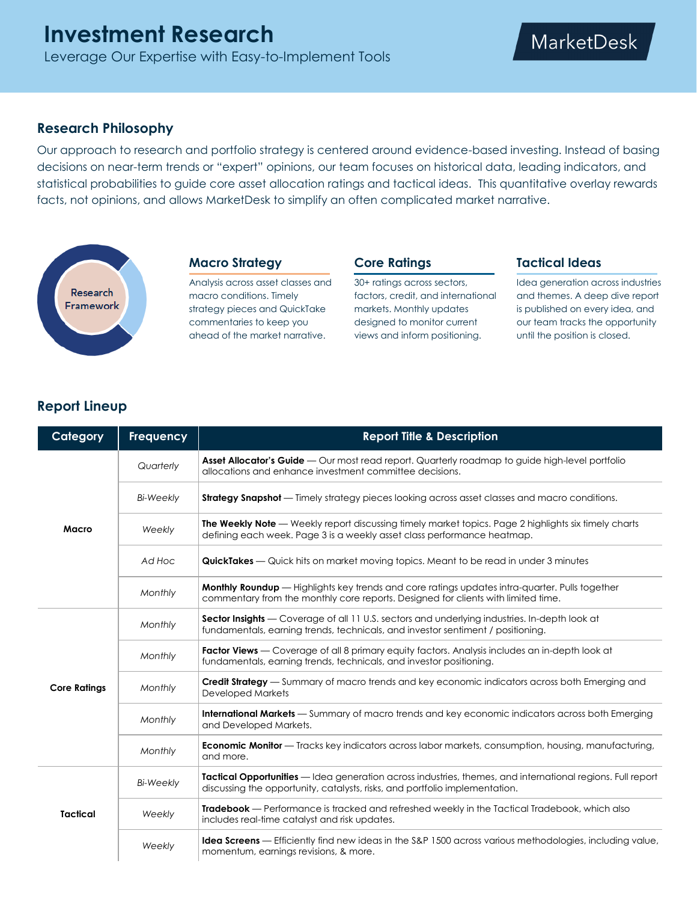# Investment Research

Leverage Our Expertise with Easy-to-Implement Tools

MarketDesk

## Research Philosophy

Our approach to research and portfolio strategy is centered around evidence-based investing. Instead of basing decisions on near-term trends or "expert" opinions, our team focuses on historical data, leading indicators, and statistical probabilities to guide core asset allocation ratings and tactical ideas. This quantitative overlay rewards facts, not opinions, and allows MarketDesk to simplify an often complicated market narrative.

Research Framework

### Macro Strategy

Analysis across asset classes and macro conditions. Timely strategy pieces and QuickTake commentaries to keep you ahead of the market narrative.

### Core Ratings

30+ ratings across sectors, factors, credit, and international markets. Monthly updates designed to monitor current views and inform positioning.

### Tactical Ideas

Idea generation across industries and themes. A deep dive report is published on every idea, and our team tracks the opportunity until the position is closed.

## Report Lineup

| Category | Frequency | Report Title & Description |
|---|---|---|
| Macro | *Quarterly* | **Asset Allocator's Guide** — Our most read report. Quarterly roadmap to guide high-level portfolio allocations and enhance investment committee decisions. |
| | *Bi-Weekly* | **Strategy Snapshot** — Timely strategy pieces looking across asset classes and macro conditions. |
| | *Weekly* | **The Weekly Note** — Weekly report discussing timely market topics. Page 2 highlights six timely charts defining each week. Page 3 is a weekly asset class performance heatmap. |
| | *Ad Hoc* | **QuickTakes** — Quick hits on market moving topics. Meant to be read in under 3 minutes |
| | *Monthly* | **Monthly Roundup** — Highlights key trends and core ratings updates intra-quarter. Pulls together commentary from the monthly core reports. Designed for clients with limited time. |
| Core Ratings | *Monthly* | **Sector Insights** — Coverage of all 11 U.S. sectors and underlying industries. In-depth look at fundamentals, earning trends, technicals, and investor sentiment / positioning. |
| | *Monthly* | **Factor Views** — Coverage of all 8 primary equity factors. Analysis includes an in-depth look at fundamentals, earning trends, technicals, and investor positioning. |
| | *Monthly* | **Credit Strategy** — Summary of macro trends and key economic indicators across both Emerging and Developed Markets |
| | *Monthly* | **International Markets** — Summary of macro trends and key economic indicators across both Emerging and Developed Markets. |
| | *Monthly* | **Economic Monitor** — Tracks key indicators across labor markets, consumption, housing, manufacturing, and more. |
| Tactical | *Bi-Weekly* | **Tactical Opportunities** — Idea generation across industries, themes, and international regions. Full report discussing the opportunity, catalysts, risks, and portfolio implementation. |
| | *Weekly* | **Tradebook** — Performance is tracked and refreshed weekly in the Tactical Tradebook, which also includes real-time catalyst and risk updates. |
| | *Weekly* | **Idea Screens** — Efficiently find new ideas in the S&P 1500 across various methodologies, including value, momentum, earnings revisions, & more. |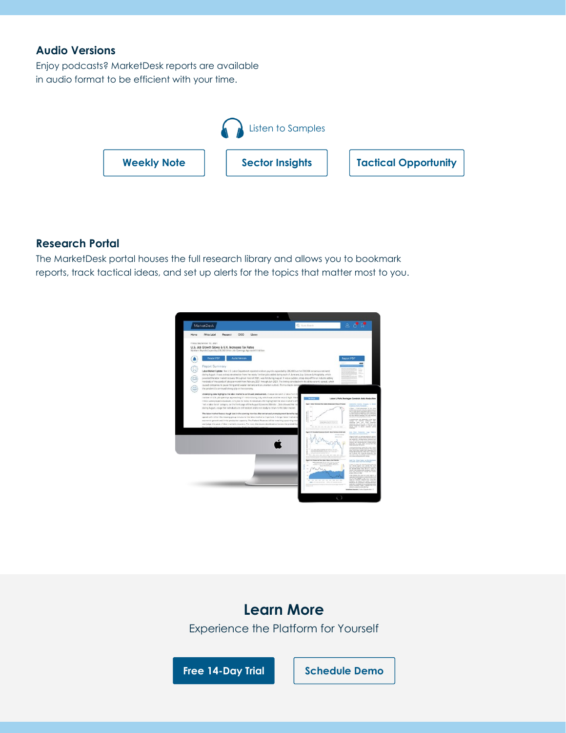## Audio Versions

Enjoy podcasts? MarketDesk reports are available in audio format to be efficient with your time.

Listen to Samples

Weekly Note

Sector Insights

Tactical Opportunity

## Research Portal

The MarketDesk portal houses the full research library and allows you to bookmark reports, track tactical ideas, and set up alerts for the topics that matter most to you.

# Learn More

Experience the Platform for Yourself

Free 14-Day Trial

Schedule Demo